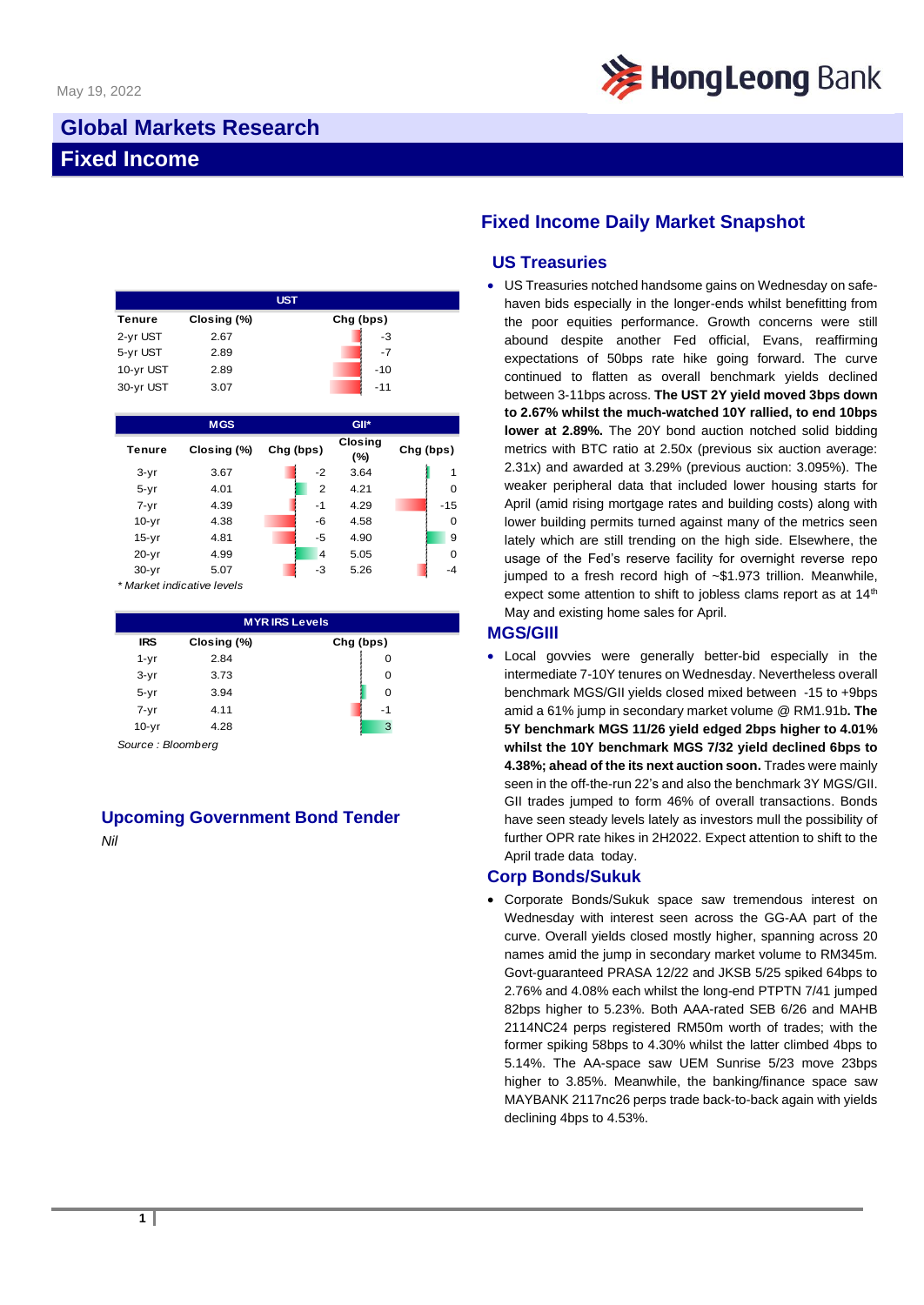May 19, 2022

# Global Markets Research

## Fixed Income

| UST | | |
|---|---|---|
| Tenure | Closing (%) | Chg (bps) |
| 2-yr UST | 2.67 | -3 |
| 5-yr UST | 2.89 | -7 |
| 10-yr UST | 2.89 | -10 |
| 30-yr UST | 3.07 | -11 |

| | MGS | | GII* | |
|---|---|---|---|---|
| Tenure | Closing (%) | Chg (bps) | Closing (%) | Chg (bps) |
| 3-yr | 3.67 | -2 | 3.64 | 1 |
| 5-yr | 4.01 | 2 | 4.21 | 0 |
| 7-yr | 4.39 | -1 | 4.29 | -15 |
| 10-yr | 4.38 | -6 | 4.58 | 0 |
| 15-yr | 4.81 | -5 | 4.90 | 9 |
| 20-yr | 4.99 | 4 | 5.05 | 0 |
| 30-yr | 5.07 | -3 | 5.26 | -4 |

*\* Market indicative levels*

| MYR IRS Levels | | |
|---|---|---|
| IRS | Closing (%) | Chg (bps) |
| 1-yr | 2.84 | 0 |
| 3-yr | 3.73 | 0 |
| 5-yr | 3.94 | 0 |
| 7-yr | 4.11 | -1 |
| 10-yr | 4.28 | 3 |

*Source : Bloomberg*

### Upcoming Government Bond Tender

*Nil*

## Fixed Income Daily Market Snapshot

### US Treasuries

- US Treasuries notched handsome gains on Wednesday on safe-haven bids especially in the longer-ends whilst benefitting from the poor equities performance. Growth concerns were still abound despite another Fed official, Evans, reaffirming expectations of 50bps rate hike going forward. The curve continued to flatten as overall benchmark yields declined between 3-11bps across. **The UST 2Y yield moved 3bps down to 2.67% whilst the much-watched 10Y rallied, to end 10bps lower at 2.89%.** The 20Y bond auction notched solid bidding metrics with BTC ratio at 2.50x (previous six auction average: 2.31x) and awarded at 3.29% (previous auction: 3.095%). The weaker peripheral data that included lower housing starts for April (amid rising mortgage rates and building costs) along with lower building permits turned against many of the metrics seen lately which are still trending on the high side. Elsewhere, the usage of the Fed's reserve facility for overnight reverse repo jumped to a fresh record high of ~$1.973 trillion. Meanwhile, expect some attention to shift to jobless clams report as at 14th May and existing home sales for April.

### MGS/GIII

- Local govvies were generally better-bid especially in the intermediate 7-10Y tenures on Wednesday. Nevertheless overall benchmark MGS/GII yields closed mixed between -15 to +9bps amid a 61% jump in secondary market volume @ RM1.91b**. The 5Y benchmark MGS 11/26 yield edged 2bps higher to 4.01% whilst the 10Y benchmark MGS 7/32 yield declined 6bps to 4.38%; ahead of the its next auction soon.** Trades were mainly seen in the off-the-run 22's and also the benchmark 3Y MGS/GII. GII trades jumped to form 46% of overall transactions. Bonds have seen steady levels lately as investors mull the possibility of further OPR rate hikes in 2H2022. Expect attention to shift to the April trade data today.

### Corp Bonds/Sukuk

- Corporate Bonds/Sukuk space saw tremendous interest on Wednesday with interest seen across the GG-AA part of the curve. Overall yields closed mostly higher, spanning across 20 names amid the jump in secondary market volume to RM345m. Govt-guaranteed PRASA 12/22 and JKSB 5/25 spiked 64bps to 2.76% and 4.08% each whilst the long-end PTPTN 7/41 jumped 82bps higher to 5.23%. Both AAA-rated SEB 6/26 and MAHB 2114NC24 perps registered RM50m worth of trades; with the former spiking 58bps to 4.30% whilst the latter climbed 4bps to 5.14%. The AA-space saw UEM Sunrise 5/23 move 23bps higher to 3.85%. Meanwhile, the banking/finance space saw MAYBANK 2117nc26 perps trade back-to-back again with yields declining 4bps to 4.53%.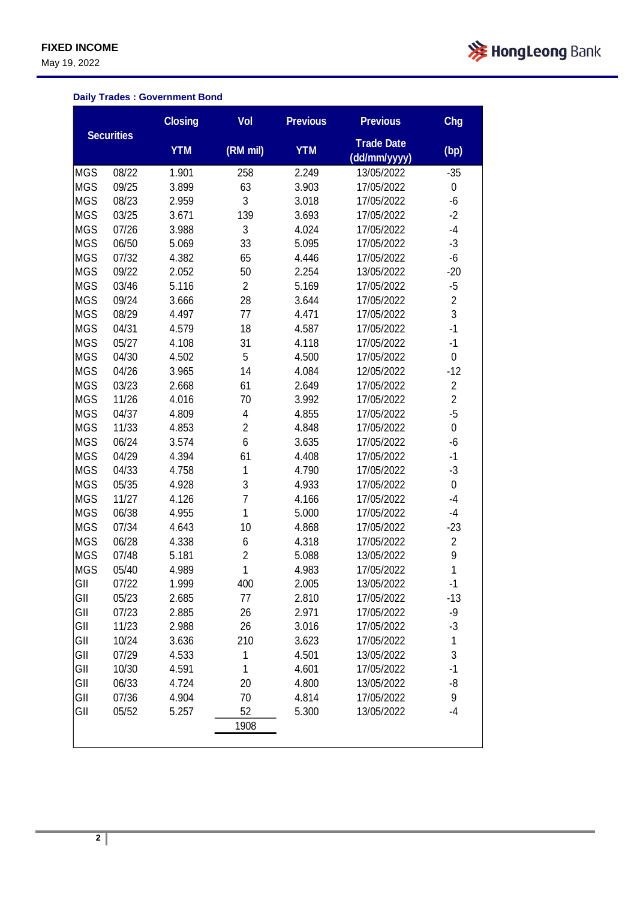FIXED INCOME

May 19, 2022

**Daily Trades : Government Bond**

| Securities | | Closing YTM | Vol (RM mil) | Previous YTM | Previous Trade Date (dd/mm/yyyy) | Chg (bp) |
|---|---|---|---|---|---|---|
| MGS | 08/22 | 1.901 | 258 | 2.249 | 13/05/2022 | -35 |
| MGS | 09/25 | 3.899 | 63 | 3.903 | 17/05/2022 | 0 |
| MGS | 08/23 | 2.959 | 3 | 3.018 | 17/05/2022 | -6 |
| MGS | 03/25 | 3.671 | 139 | 3.693 | 17/05/2022 | -2 |
| MGS | 07/26 | 3.988 | 3 | 4.024 | 17/05/2022 | -4 |
| MGS | 06/50 | 5.069 | 33 | 5.095 | 17/05/2022 | -3 |
| MGS | 07/32 | 4.382 | 65 | 4.446 | 17/05/2022 | -6 |
| MGS | 09/22 | 2.052 | 50 | 2.254 | 13/05/2022 | -20 |
| MGS | 03/46 | 5.116 | 2 | 5.169 | 17/05/2022 | -5 |
| MGS | 09/24 | 3.666 | 28 | 3.644 | 17/05/2022 | 2 |
| MGS | 08/29 | 4.497 | 77 | 4.471 | 17/05/2022 | 3 |
| MGS | 04/31 | 4.579 | 18 | 4.587 | 17/05/2022 | -1 |
| MGS | 05/27 | 4.108 | 31 | 4.118 | 17/05/2022 | -1 |
| MGS | 04/30 | 4.502 | 5 | 4.500 | 17/05/2022 | 0 |
| MGS | 04/26 | 3.965 | 14 | 4.084 | 12/05/2022 | -12 |
| MGS | 03/23 | 2.668 | 61 | 2.649 | 17/05/2022 | 2 |
| MGS | 11/26 | 4.016 | 70 | 3.992 | 17/05/2022 | 2 |
| MGS | 04/37 | 4.809 | 4 | 4.855 | 17/05/2022 | -5 |
| MGS | 11/33 | 4.853 | 2 | 4.848 | 17/05/2022 | 0 |
| MGS | 06/24 | 3.574 | 6 | 3.635 | 17/05/2022 | -6 |
| MGS | 04/29 | 4.394 | 61 | 4.408 | 17/05/2022 | -1 |
| MGS | 04/33 | 4.758 | 1 | 4.790 | 17/05/2022 | -3 |
| MGS | 05/35 | 4.928 | 3 | 4.933 | 17/05/2022 | 0 |
| MGS | 11/27 | 4.126 | 7 | 4.166 | 17/05/2022 | -4 |
| MGS | 06/38 | 4.955 | 1 | 5.000 | 17/05/2022 | -4 |
| MGS | 07/34 | 4.643 | 10 | 4.868 | 17/05/2022 | -23 |
| MGS | 06/28 | 4.338 | 6 | 4.318 | 17/05/2022 | 2 |
| MGS | 07/48 | 5.181 | 2 | 5.088 | 13/05/2022 | 9 |
| MGS | 05/40 | 4.989 | 1 | 4.983 | 17/05/2022 | 1 |
| GII | 07/22 | 1.999 | 400 | 2.005 | 13/05/2022 | -1 |
| GII | 05/23 | 2.685 | 77 | 2.810 | 17/05/2022 | -13 |
| GII | 07/23 | 2.885 | 26 | 2.971 | 17/05/2022 | -9 |
| GII | 11/23 | 2.988 | 26 | 3.016 | 17/05/2022 | -3 |
| GII | 10/24 | 3.636 | 210 | 3.623 | 17/05/2022 | 1 |
| GII | 07/29 | 4.533 | 1 | 4.501 | 13/05/2022 | 3 |
| GII | 10/30 | 4.591 | 1 | 4.601 | 17/05/2022 | -1 |
| GII | 06/33 | 4.724 | 20 | 4.800 | 13/05/2022 | -8 |
| GII | 07/36 | 4.904 | 70 | 4.814 | 17/05/2022 | 9 |
| GII | 05/52 | 5.257 | 52 | 5.300 | 13/05/2022 | -4 |
| | | | 1908 | | | |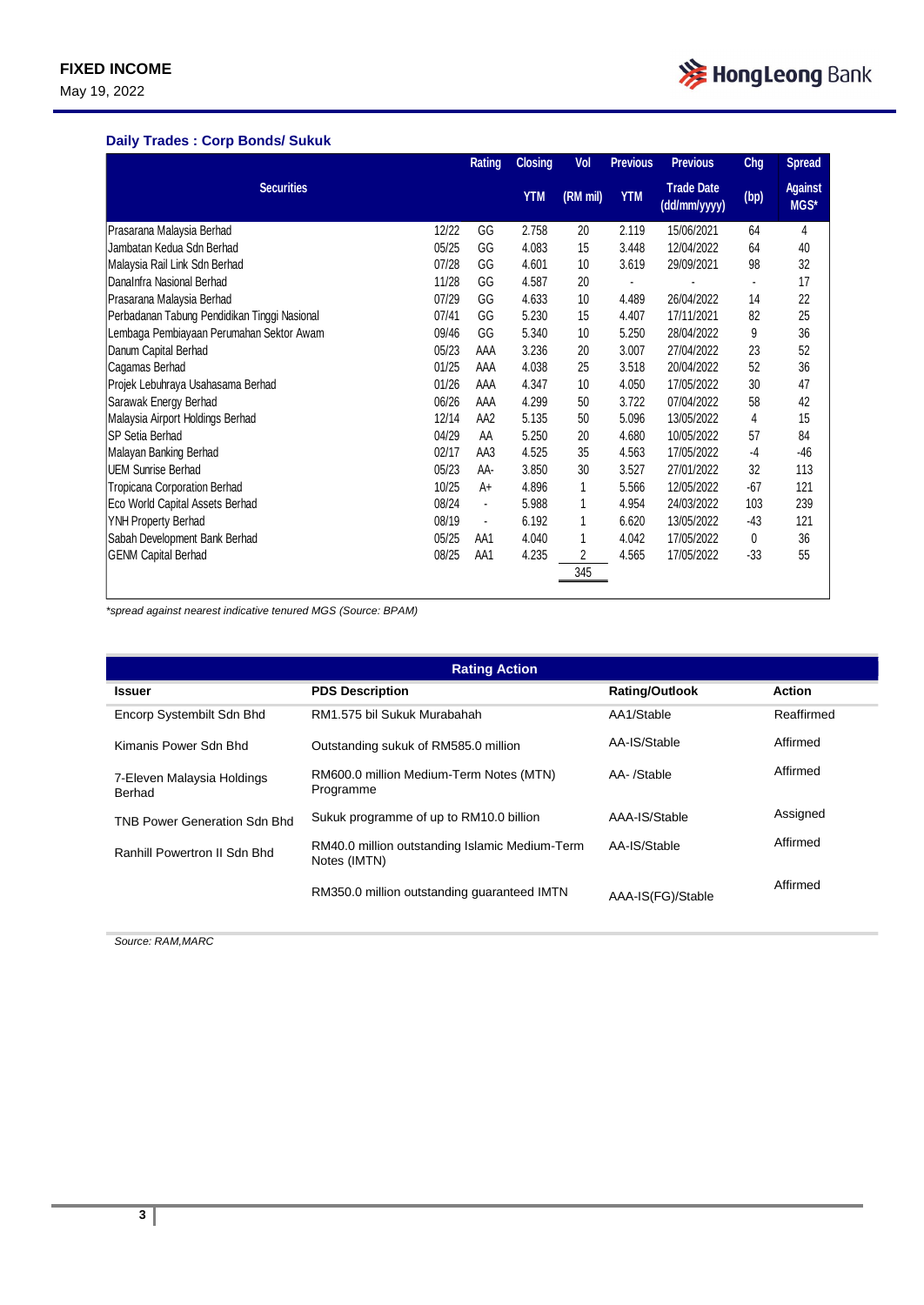## Daily Trades : Corp Bonds/ Sukuk

| Securities | | Rating | Closing YTM | Vol (RM mil) | Previous YTM | Previous Trade Date (dd/mm/yyyy) | Chg (bp) | Spread Against MGS* |
|---|---|---|---|---|---|---|---|---|
| Prasarana Malaysia Berhad | 12/22 | GG | 2.758 | 20 | 2.119 | 15/06/2021 | 64 | 4 |
| Jambatan Kedua Sdn Berhad | 05/25 | GG | 4.083 | 15 | 3.448 | 12/04/2022 | 64 | 40 |
| Malaysia Rail Link Sdn Berhad | 07/28 | GG | 4.601 | 10 | 3.619 | 29/09/2021 | 98 | 32 |
| DanaInfra Nasional Berhad | 11/28 | GG | 4.587 | 20 | - | - | - | 17 |
| Prasarana Malaysia Berhad | 07/29 | GG | 4.633 | 10 | 4.489 | 26/04/2022 | 14 | 22 |
| Perbadanan Tabung Pendidikan Tinggi Nasional | 07/41 | GG | 5.230 | 15 | 4.407 | 17/11/2021 | 82 | 25 |
| Lembaga Pembiayaan Perumahan Sektor Awam | 09/46 | GG | 5.340 | 10 | 5.250 | 28/04/2022 | 9 | 36 |
| Danum Capital Berhad | 05/23 | AAA | 3.236 | 20 | 3.007 | 27/04/2022 | 23 | 52 |
| Cagamas Berhad | 01/25 | AAA | 4.038 | 25 | 3.518 | 20/04/2022 | 52 | 36 |
| Projek Lebuhraya Usahasama Berhad | 01/26 | AAA | 4.347 | 10 | 4.050 | 17/05/2022 | 30 | 47 |
| Sarawak Energy Berhad | 06/26 | AAA | 4.299 | 50 | 3.722 | 07/04/2022 | 58 | 42 |
| Malaysia Airport Holdings Berhad | 12/14 | AA2 | 5.135 | 50 | 5.096 | 13/05/2022 | 4 | 15 |
| SP Setia Berhad | 04/29 | AA | 5.250 | 20 | 4.680 | 10/05/2022 | 57 | 84 |
| Malayan Banking Berhad | 02/17 | AA3 | 4.525 | 35 | 4.563 | 17/05/2022 | -4 | -46 |
| UEM Sunrise Berhad | 05/23 | AA- | 3.850 | 30 | 3.527 | 27/01/2022 | 32 | 113 |
| Tropicana Corporation Berhad | 10/25 | A+ | 4.896 | 1 | 5.566 | 12/05/2022 | -67 | 121 |
| Eco World Capital Assets Berhad | 08/24 | - | 5.988 | 1 | 4.954 | 24/03/2022 | 103 | 239 |
| YNH Property Berhad | 08/19 | - | 6.192 | 1 | 6.620 | 13/05/2022 | -43 | 121 |
| Sabah Development Bank Berhad | 05/25 | AA1 | 4.040 | 1 | 4.042 | 17/05/2022 | 0 | 36 |
| GENM Capital Berhad | 08/25 | AA1 | 4.235 | 2 | 4.565 | 17/05/2022 | -33 | 55 |
| | | | | 345 | | | | |

*spread against nearest indicative tenured MGS (Source: BPAM)*

## Rating Action

| Issuer | PDS Description | Rating/Outlook | Action |
|---|---|---|---|
| Encorp Systembilt Sdn Bhd | RM1.575 bil Sukuk Murabahah | AA1/Stable | Reaffirmed |
| Kimanis Power Sdn Bhd | Outstanding sukuk of RM585.0 million | AA-IS/Stable | Affirmed |
| 7-Eleven Malaysia Holdings Berhad | RM600.0 million Medium-Term Notes (MTN) Programme | AA- /Stable | Affirmed |
| TNB Power Generation Sdn Bhd | Sukuk programme of up to RM10.0 billion | AAA-IS/Stable | Assigned |
| Ranhill Powertron II Sdn Bhd | RM40.0 million outstanding Islamic Medium-Term Notes (IMTN) | AA-IS/Stable | Affirmed |
| | RM350.0 million outstanding guaranteed IMTN | AAA-IS(FG)/Stable | Affirmed |

*Source: RAM,MARC*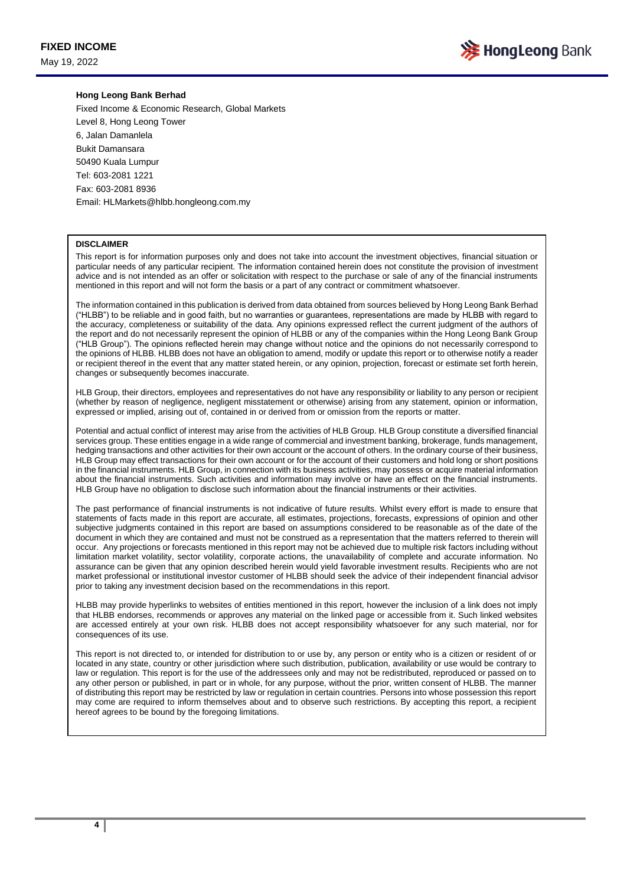**Hong Leong Bank Berhad**

Fixed Income & Economic Research, Global Markets
Level 8, Hong Leong Tower
6, Jalan Damanlela
Bukit Damansara
50490 Kuala Lumpur
Tel: 603-2081 1221
Fax: 603-2081 8936
Email: HLMarkets@hlbb.hongleong.com.my

**DISCLAIMER**

This report is for information purposes only and does not take into account the investment objectives, financial situation or particular needs of any particular recipient. The information contained herein does not constitute the provision of investment advice and is not intended as an offer or solicitation with respect to the purchase or sale of any of the financial instruments mentioned in this report and will not form the basis or a part of any contract or commitment whatsoever.

The information contained in this publication is derived from data obtained from sources believed by Hong Leong Bank Berhad ("HLBB") to be reliable and in good faith, but no warranties or guarantees, representations are made by HLBB with regard to the accuracy, completeness or suitability of the data. Any opinions expressed reflect the current judgment of the authors of the report and do not necessarily represent the opinion of HLBB or any of the companies within the Hong Leong Bank Group ("HLB Group"). The opinions reflected herein may change without notice and the opinions do not necessarily correspond to the opinions of HLBB. HLBB does not have an obligation to amend, modify or update this report or to otherwise notify a reader or recipient thereof in the event that any matter stated herein, or any opinion, projection, forecast or estimate set forth herein, changes or subsequently becomes inaccurate.

HLB Group, their directors, employees and representatives do not have any responsibility or liability to any person or recipient (whether by reason of negligence, negligent misstatement or otherwise) arising from any statement, opinion or information, expressed or implied, arising out of, contained in or derived from or omission from the reports or matter.

Potential and actual conflict of interest may arise from the activities of HLB Group. HLB Group constitute a diversified financial services group. These entities engage in a wide range of commercial and investment banking, brokerage, funds management, hedging transactions and other activities for their own account or the account of others. In the ordinary course of their business, HLB Group may effect transactions for their own account or for the account of their customers and hold long or short positions in the financial instruments. HLB Group, in connection with its business activities, may possess or acquire material information about the financial instruments. Such activities and information may involve or have an effect on the financial instruments. HLB Group have no obligation to disclose such information about the financial instruments or their activities.

The past performance of financial instruments is not indicative of future results. Whilst every effort is made to ensure that statements of facts made in this report are accurate, all estimates, projections, forecasts, expressions of opinion and other subjective judgments contained in this report are based on assumptions considered to be reasonable as of the date of the document in which they are contained and must not be construed as a representation that the matters referred to therein will occur. Any projections or forecasts mentioned in this report may not be achieved due to multiple risk factors including without limitation market volatility, sector volatility, corporate actions, the unavailability of complete and accurate information. No assurance can be given that any opinion described herein would yield favorable investment results. Recipients who are not market professional or institutional investor customer of HLBB should seek the advice of their independent financial advisor prior to taking any investment decision based on the recommendations in this report.

HLBB may provide hyperlinks to websites of entities mentioned in this report, however the inclusion of a link does not imply that HLBB endorses, recommends or approves any material on the linked page or accessible from it. Such linked websites are accessed entirely at your own risk. HLBB does not accept responsibility whatsoever for any such material, nor for consequences of its use.

This report is not directed to, or intended for distribution to or use by, any person or entity who is a citizen or resident of or located in any state, country or other jurisdiction where such distribution, publication, availability or use would be contrary to law or regulation. This report is for the use of the addressees only and may not be redistributed, reproduced or passed on to any other person or published, in part or in whole, for any purpose, without the prior, written consent of HLBB. The manner of distributing this report may be restricted by law or regulation in certain countries. Persons into whose possession this report may come are required to inform themselves about and to observe such restrictions. By accepting this report, a recipient hereof agrees to be bound by the foregoing limitations.